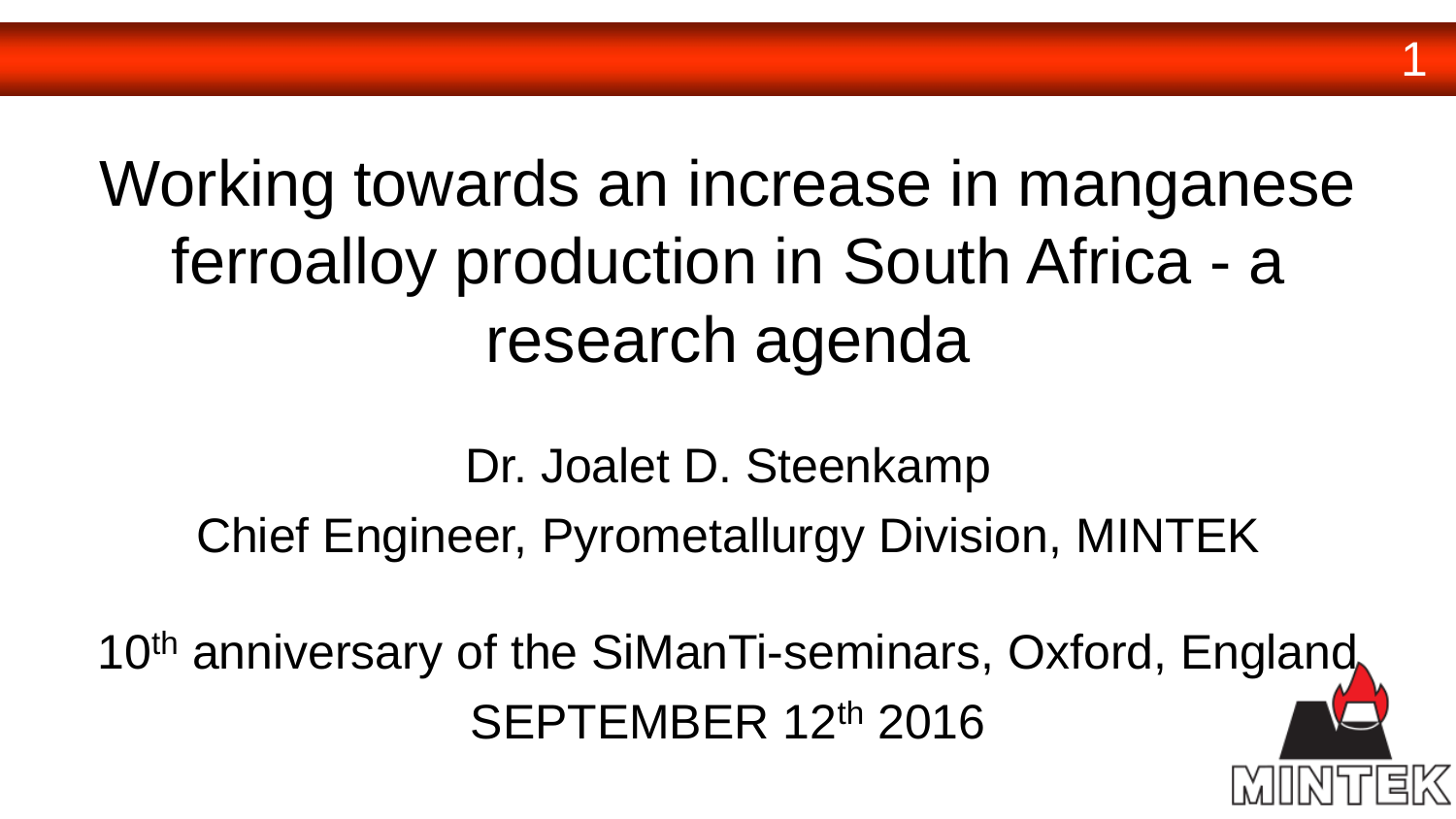# Working towards an increase in manganese ferroalloy production in South Africa - a research agenda

Dr. Joalet D. Steenkamp

Chief Engineer, Pyrometallurgy Division, MINTEK

10$^{th}$ anniversary of the SiManTi-seminars, Oxford, England

SEPTEMBER 12$^{th}$ 2016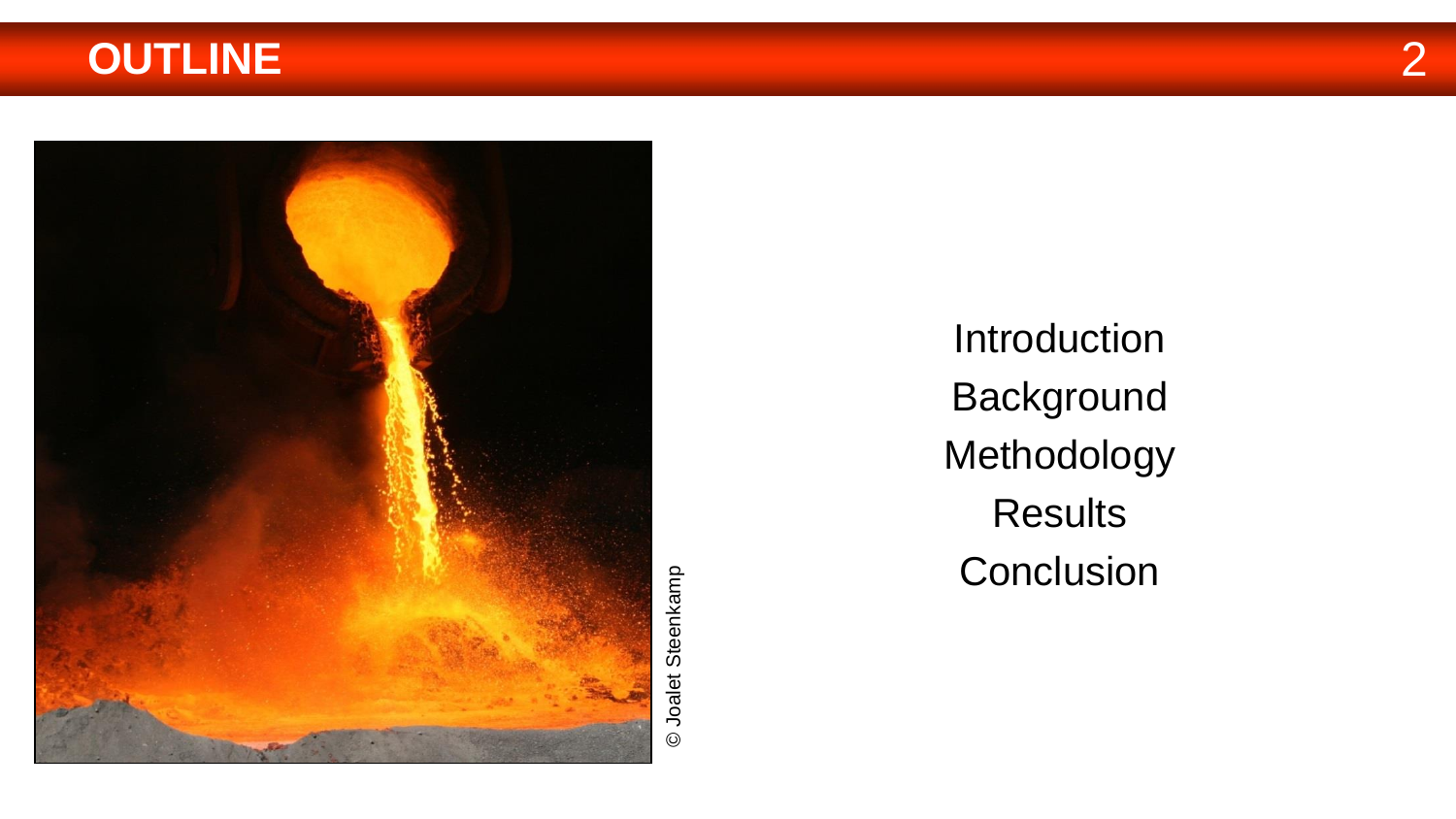# OUTLINE

Introduction

Background

Methodology

Results

Conclusion

© Joalet Steenkamp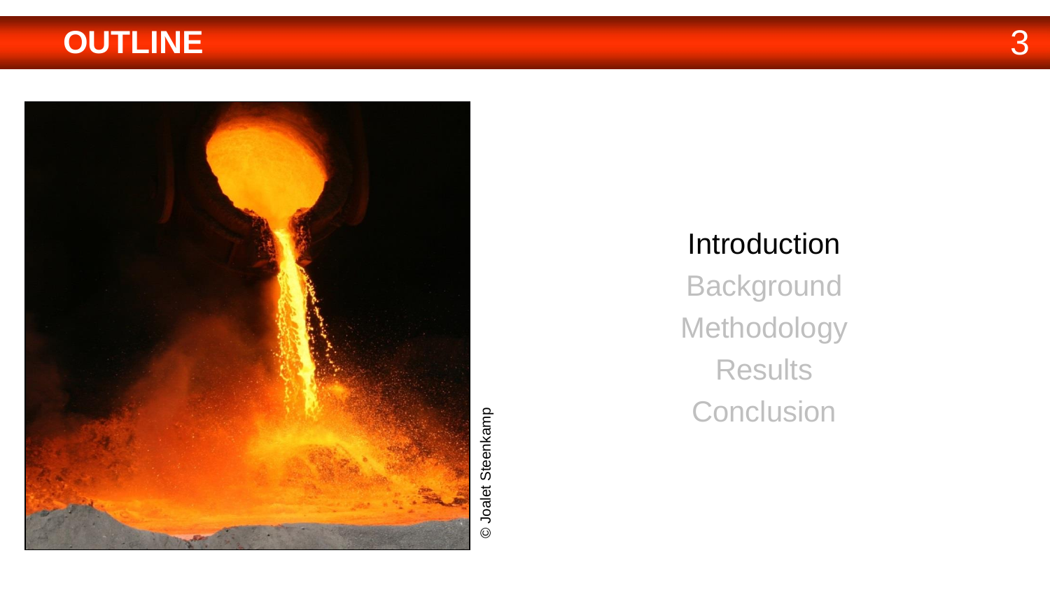# OUTLINE

© Joalet Steenkamp

Introduction

Background

Methodology

Results

Conclusion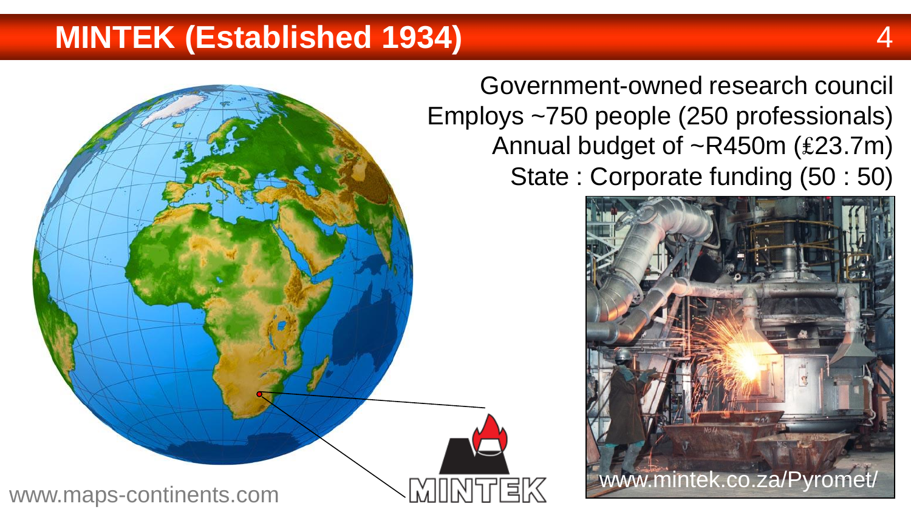# MINTEK (Established 1934)

Government-owned research council

Employs ~750 people (250 professionals)

Annual budget of ~R450m (£23.7m)

State : Corporate funding (50 : 50)

www.maps-continents.com

MINTEK

www.mintek.co.za/Pyromet/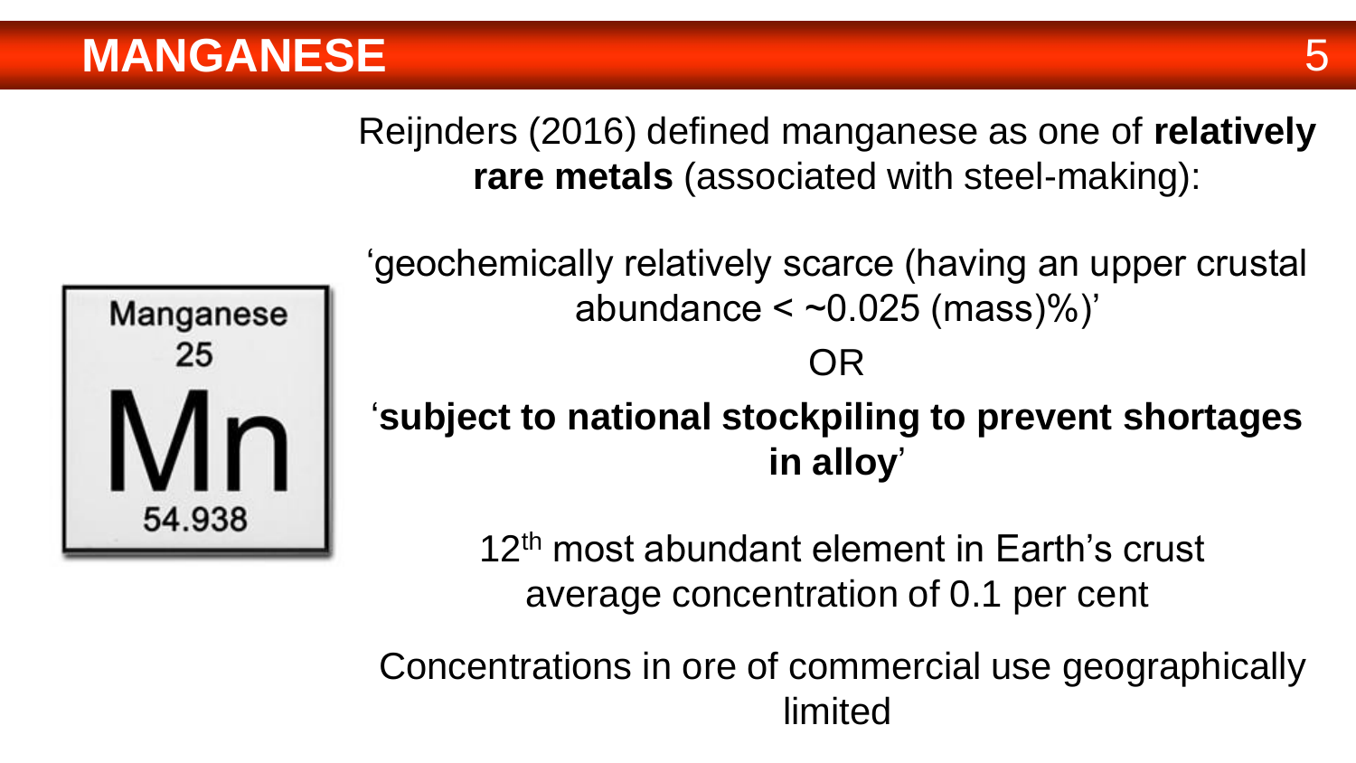# MANGANESE

Reijnders (2016) defined manganese as one of **relatively rare metals** (associated with steel-making):

‘geochemically relatively scarce (having an upper crustal abundance < ~0.025 (mass)%)’

OR

‘**subject to national stockpiling to prevent shortages in alloy**’

Manganese
25
Mn
54.938

12th most abundant element in Earth’s crust
average concentration of 0.1 per cent

Concentrations in ore of commercial use geographically limited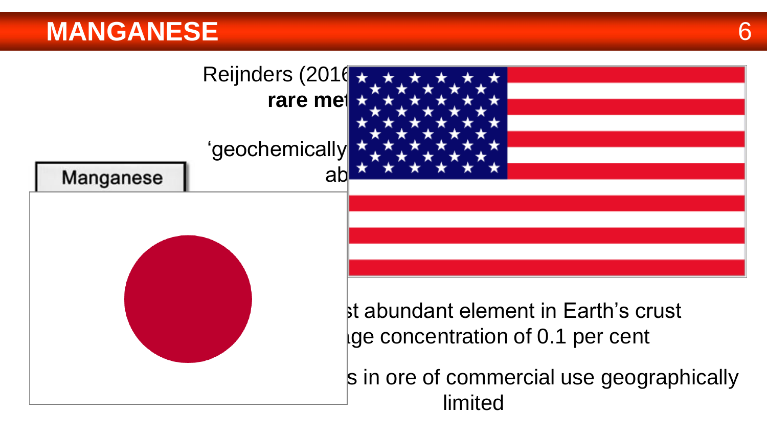# MANGANESE

Reijnders (2016
**rare met**

'geochemically
ab

Manganese

st abundant element in Earth's crust
ıge concentration of 0.1 per cent

s in ore of commercial use geographically limited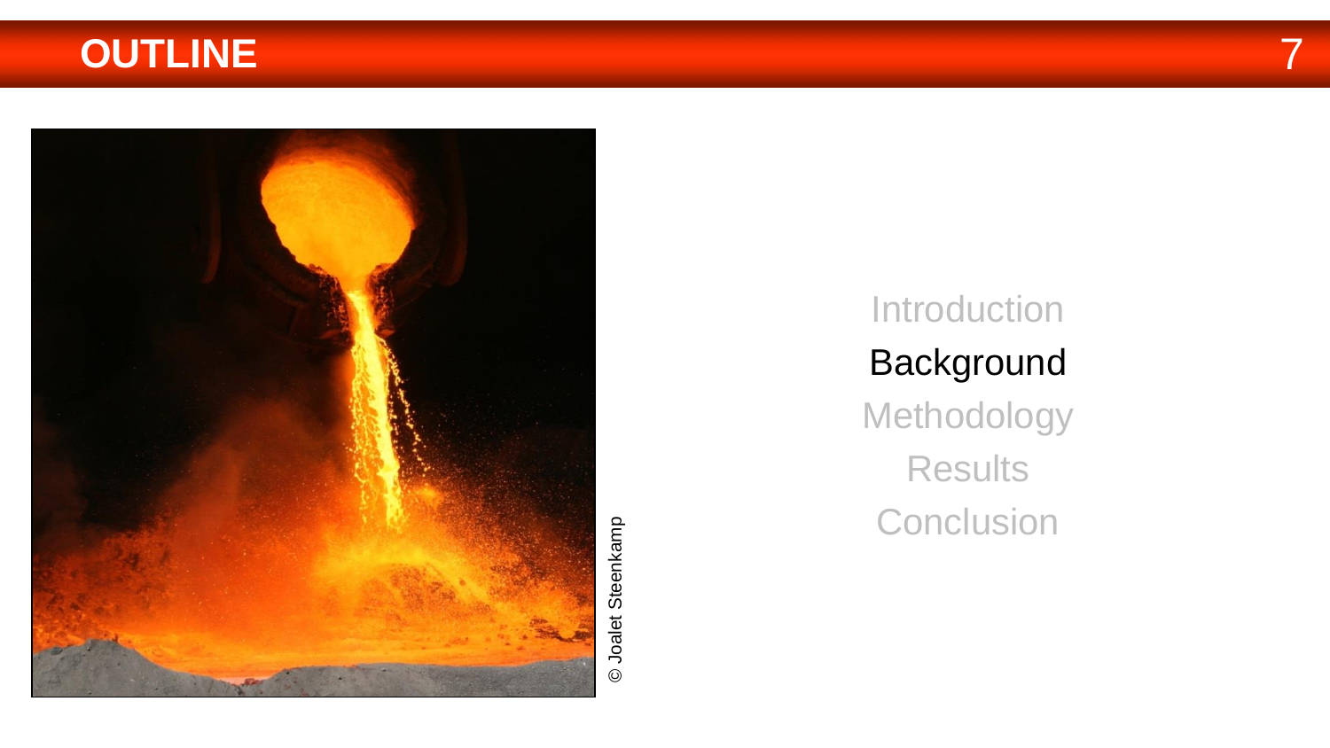# OUTLINE

© Joalet Steenkamp

Introduction

Background

Methodology

Results

Conclusion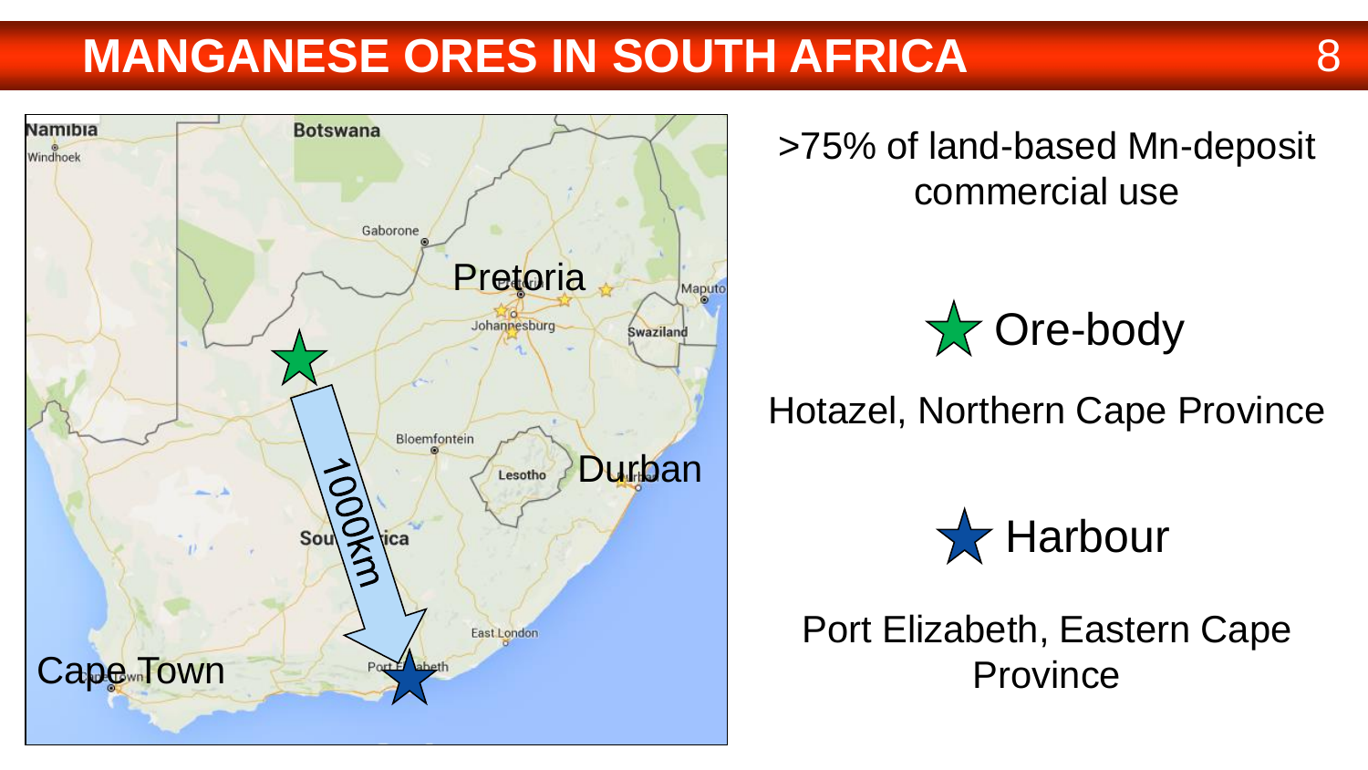# MANGANESE ORES IN SOUTH AFRICA

>75% of land-based Mn-deposit commercial use

★ Ore-body

Hotazel, Northern Cape Province

★ Harbour

Port Elizabeth, Eastern Cape Province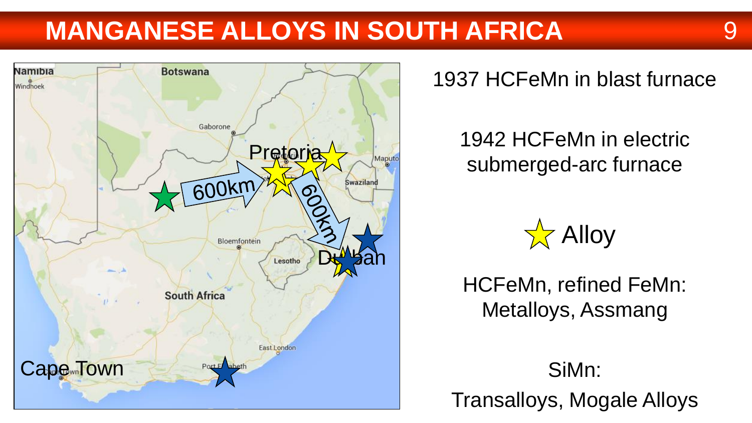# MANGANESE ALLOYS IN SOUTH AFRICA

1937 HCFeMn in blast furnace

1942 HCFeMn in electric submerged-arc furnace

Alloy

HCFeMn, refined FeMn: Metalloys, Assmang

SiMn:
Transalloys, Mogale Alloys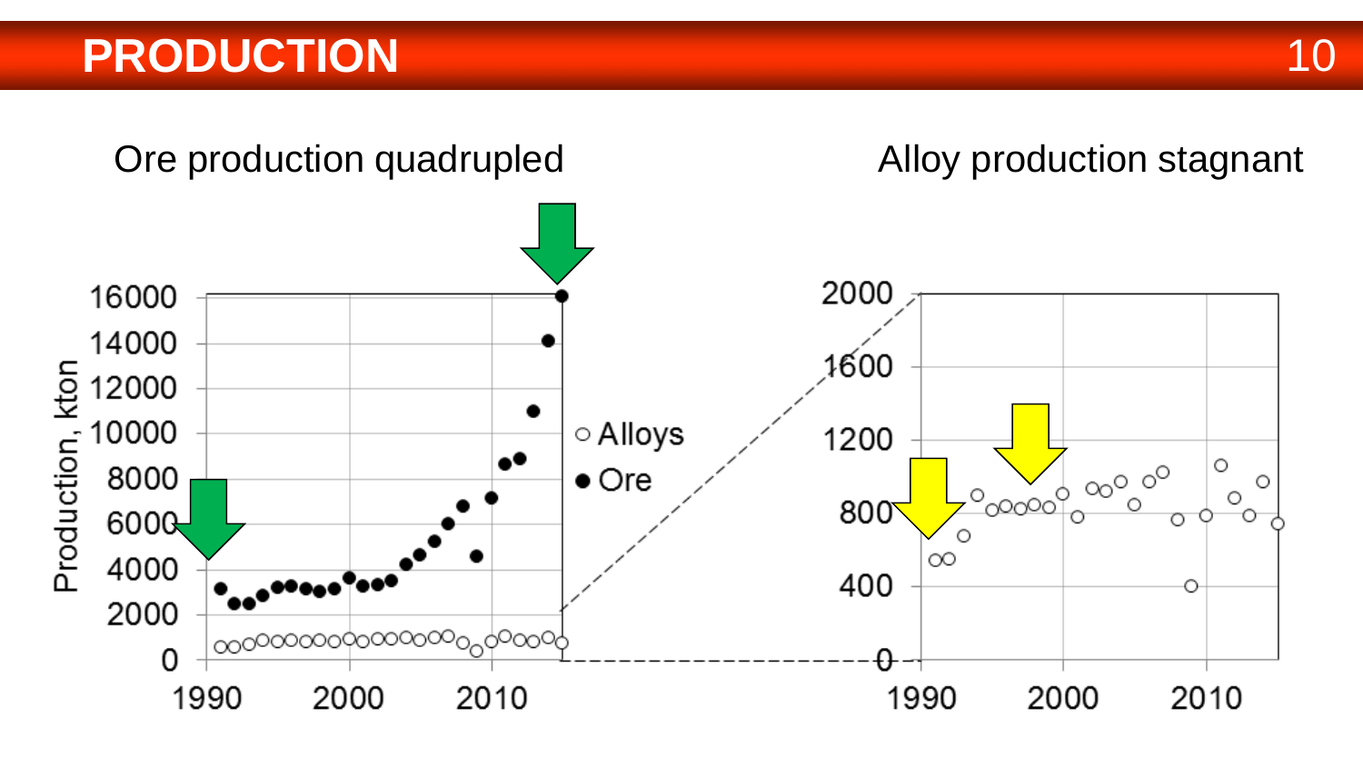# PRODUCTION

Ore production quadrupled

Alloy production stagnant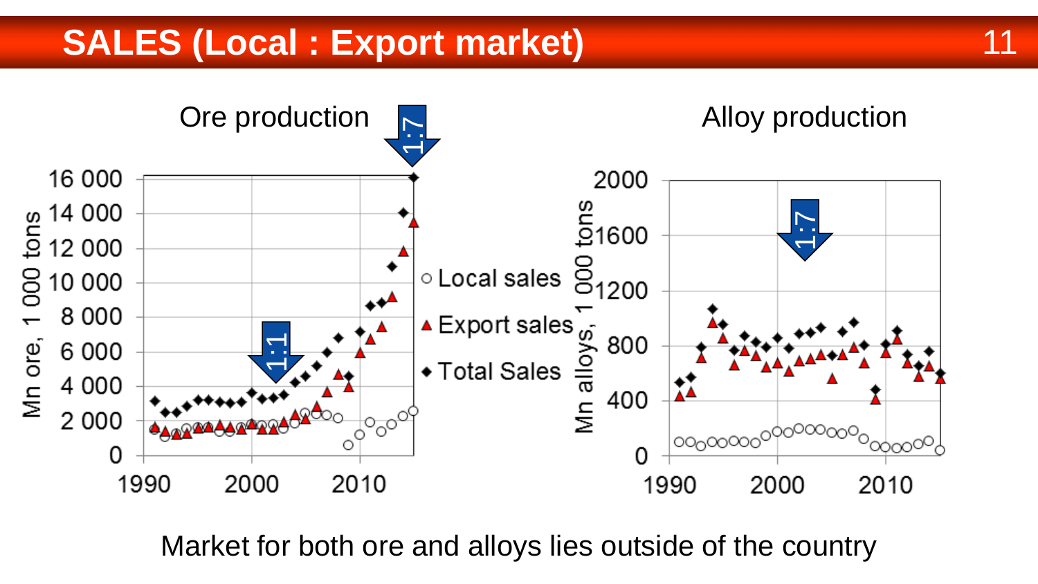# SALES (Local : Export market)

Ore production

Alloy production

Market for both ore and alloys lies outside of the country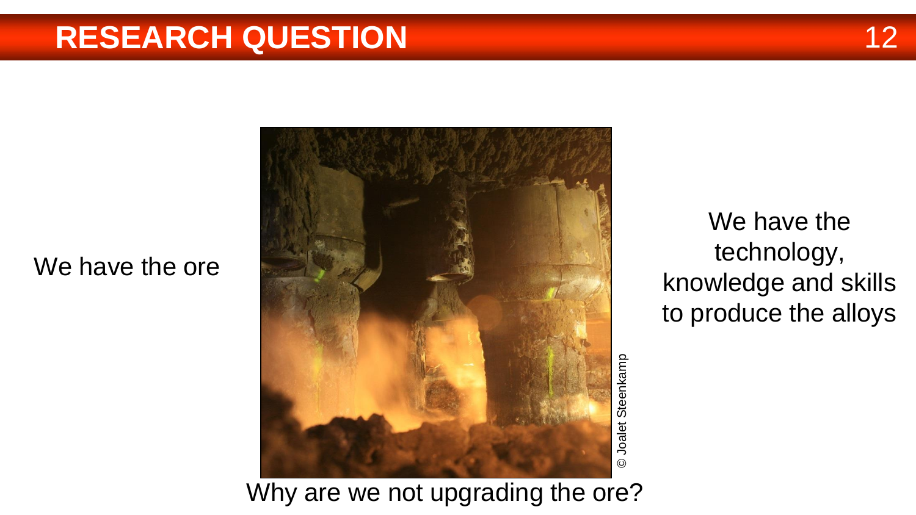# RESEARCH QUESTION

We have the ore

© Joalet Steenkamp

We have the technology, knowledge and skills to produce the alloys

Why are we not upgrading the ore?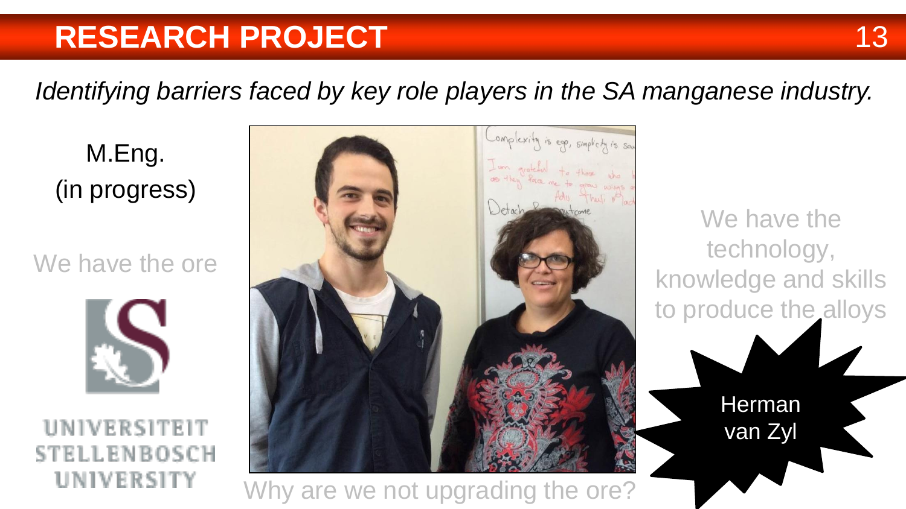# RESEARCH PROJECT

*Identifying barriers faced by key role players in the SA manganese industry.*

M.Eng.
(in progress)

We have the ore

UNIVERSITEIT
STELLENBOSCH
UNIVERSITY

We have the technology, knowledge and skills to produce the alloys

Herman van Zyl

Why are we not upgrading the ore?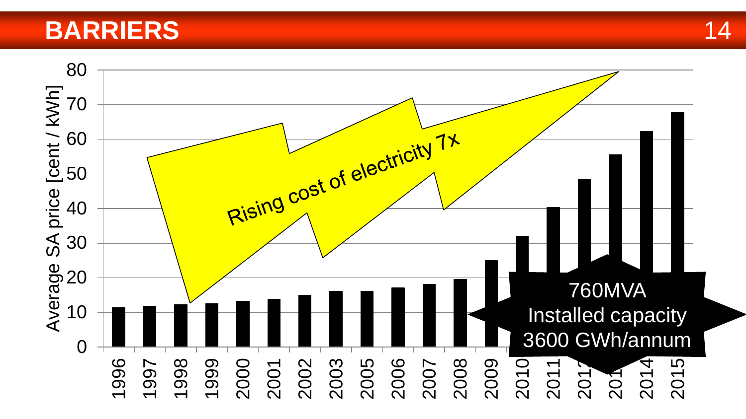# BARRIERS

Average SA price [cent / kWh]

Rising cost of electricity 7x

760MVA
Installed capacity
3600 GWh/annum

| Year | 1996 | 1997 | 1998 | 1999 | 2000 | 2001 | 2002 | 2003 | 2005 | 2006 | 2007 | 2008 | 2009 | 2010 | 2011 | 2012 | 2013 | 2014 | 2015 |
|---|---|---|---|---|---|---|---|---|---|---|---|---|---|---|---|---|---|---|---|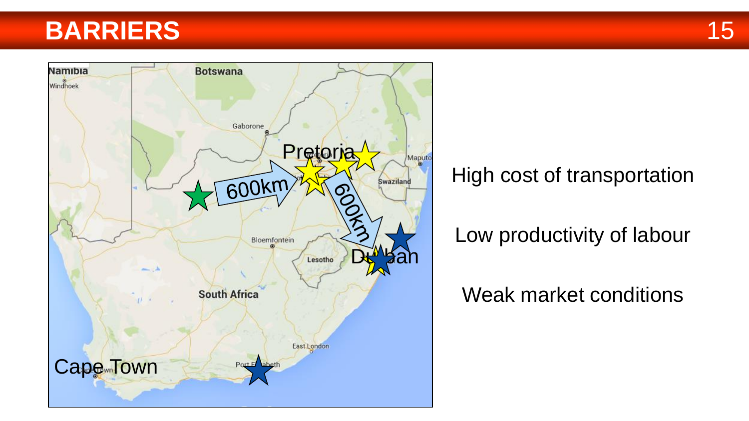# BARRIERS

Cape Town

Pretoria

Durban

600km

600km

High cost of transportation

Low productivity of labour

Weak market conditions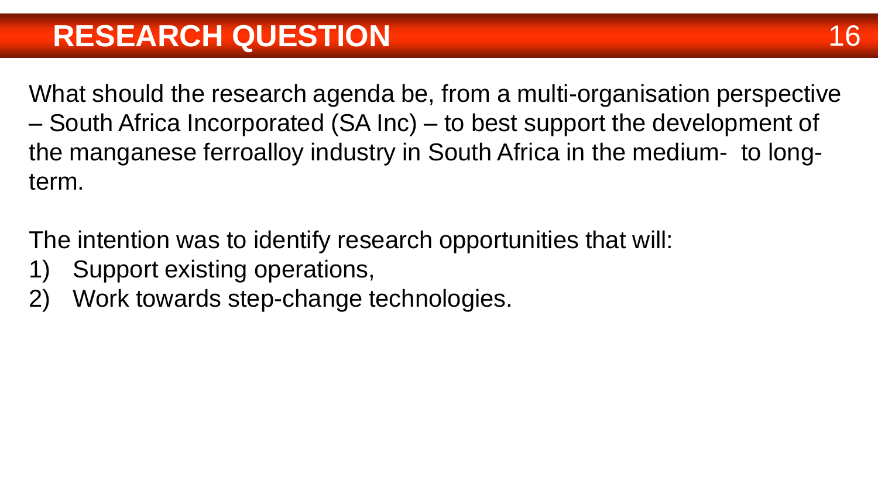# RESEARCH QUESTION

What should the research agenda be, from a multi-organisation perspective – South Africa Incorporated (SA Inc) – to best support the development of the manganese ferroalloy industry in South Africa in the medium- to long-term.

The intention was to identify research opportunities that will:

1) Support existing operations,
2) Work towards step-change technologies.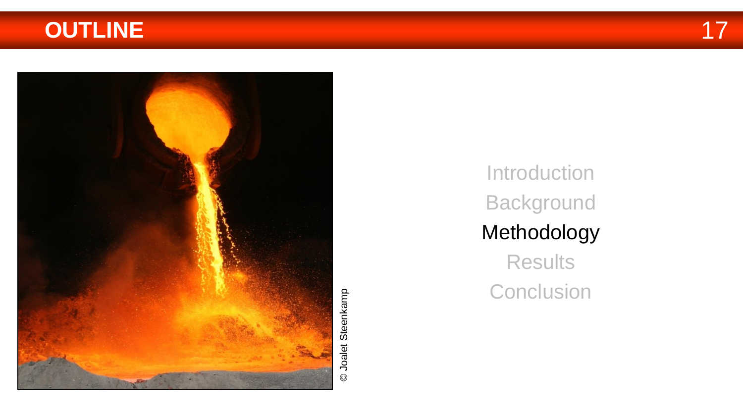# OUTLINE

© Joalet Steenkamp

Introduction

Background

Methodology

Results

Conclusion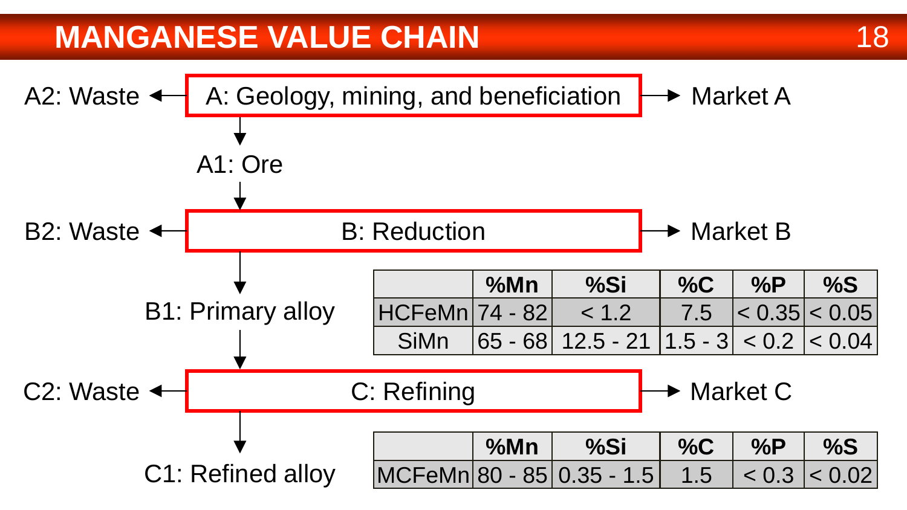# MANGANESE VALUE CHAIN

A2: Waste ← **A: Geology, mining, and beneficiation** → Market A

↓

A1: Ore

↓

B2: Waste ← **B: Reduction** → Market B

↓

B1: Primary alloy

|  | %Mn | %Si | %C | %P | %S |
|---|---|---|---|---|---|
| HCFeMn | 74 - 82 | < 1.2 | 7.5 | < 0.35 | < 0.05 |
| SiMn | 65 - 68 | 12.5 - 21 | 1.5 - 3 | < 0.2 | < 0.04 |

↓

C2: Waste ← **C: Refining** → Market C

↓

C1: Refined alloy

|  | %Mn | %Si | %C | %P | %S |
|---|---|---|---|---|---|
| MCFeMn | 80 - 85 | 0.35 - 1.5 | 1.5 | < 0.3 | < 0.02 |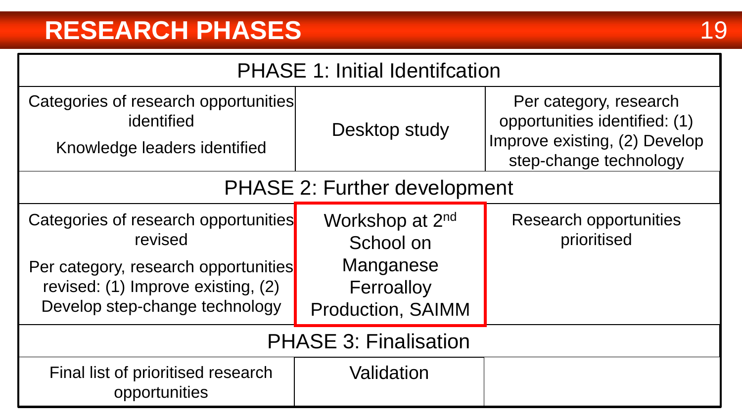# RESEARCH PHASES

| PHASE 1: Initial Identifcation | | |
| --- | --- | --- |
| Categories of research opportunities identified<br>Knowledge leaders identified | Desktop study | Per category, research opportunities identified: (1) Improve existing, (2) Develop step-change technology |
| **PHASE 2: Further development** | | |
| Categories of research opportunities revised<br>Per category, research opportunities revised: (1) Improve existing, (2) Develop step-change technology | Workshop at 2nd School on Manganese Ferroalloy Production, SAIMM | Research opportunities prioritised |
| **PHASE 3: Finalisation** | | |
| Final list of prioritised research opportunities | Validation | |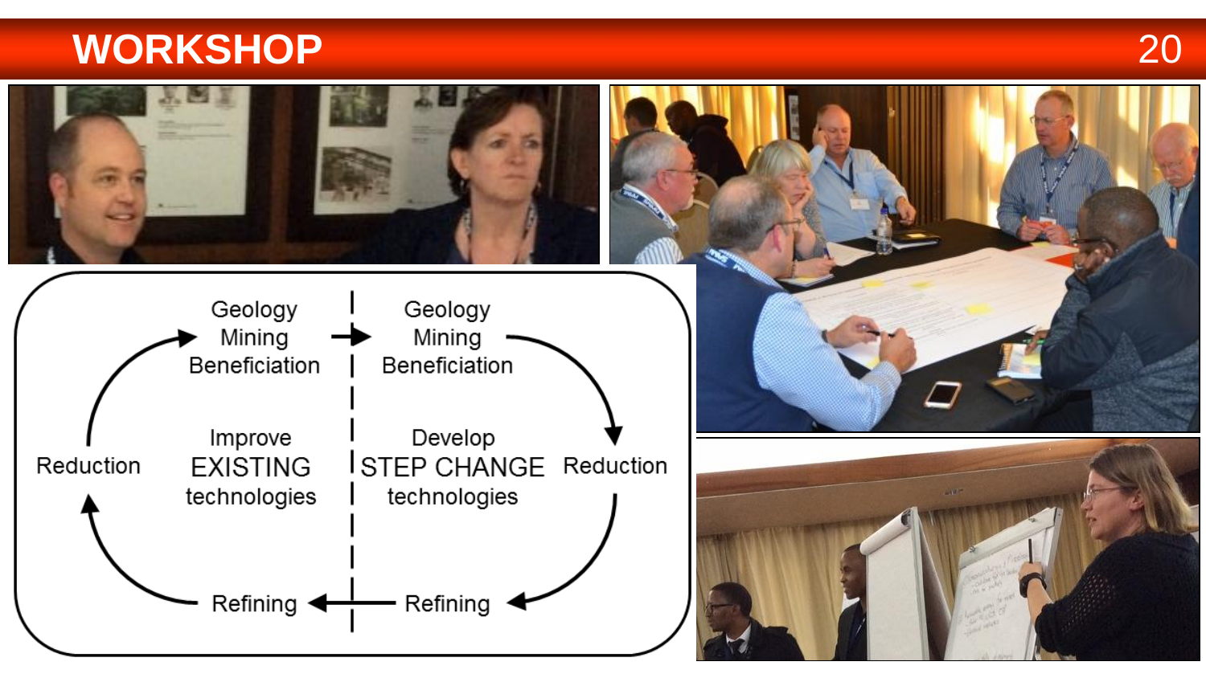# WORKSHOP

Geology
Mining
Beneficiation

Geology
Mining
Beneficiation

Reduction

Improve
EXISTING
technologies

Develop
STEP CHANGE
technologies

Reduction

Refining

Refining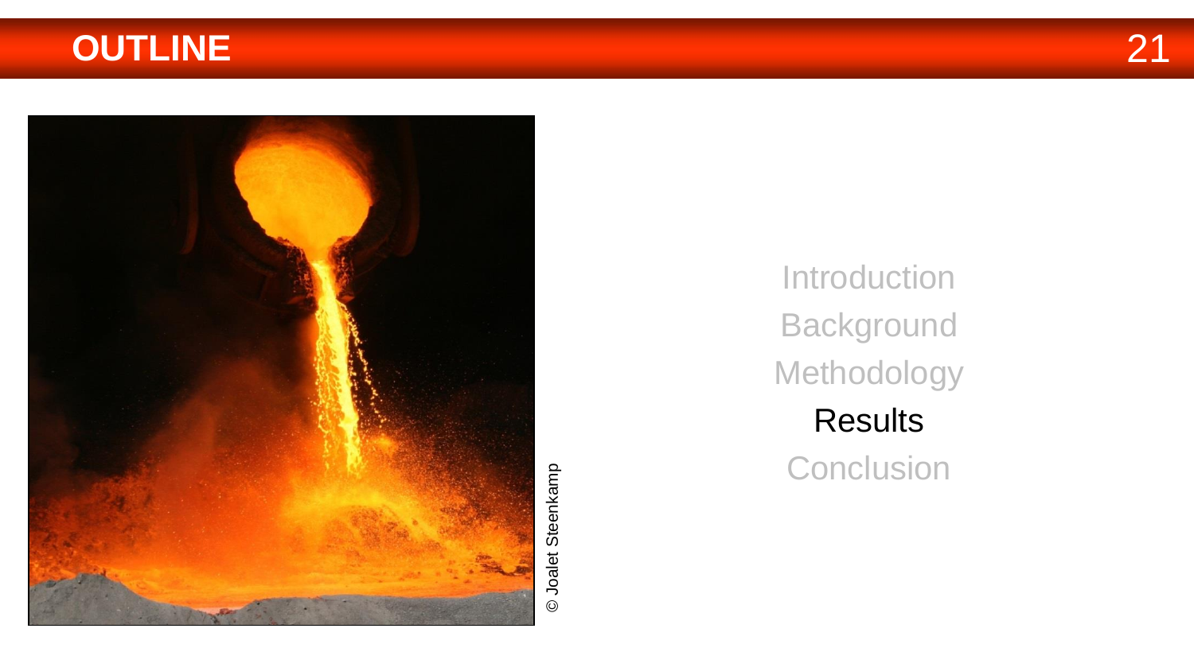# OUTLINE

© Joalet Steenkamp

Introduction

Background

Methodology

Results

Conclusion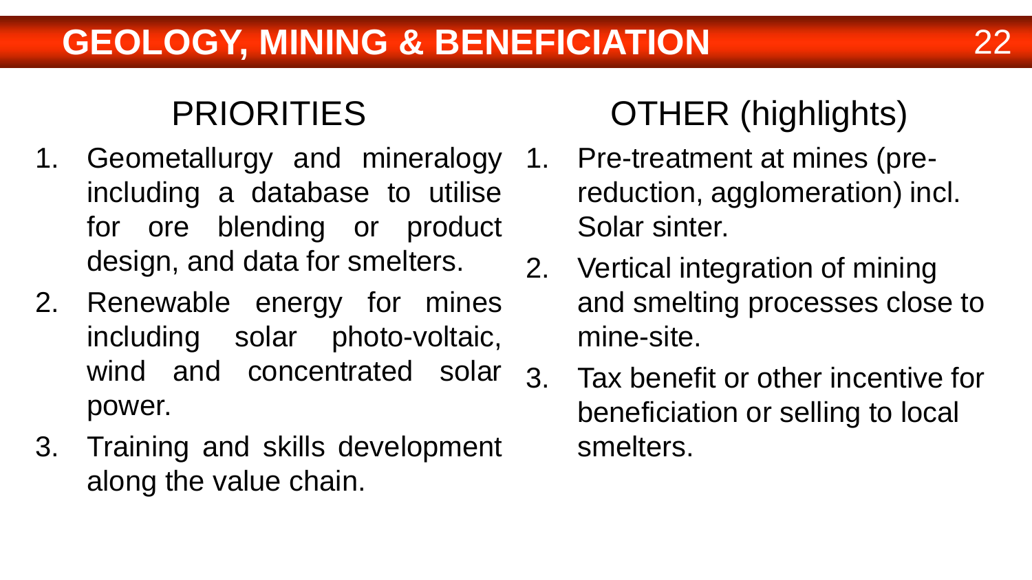# GEOLOGY, MINING & BENEFICIATION

## PRIORITIES

1. Geometallurgy and mineralogy including a database to utilise for ore blending or product design, and data for smelters.
2. Renewable energy for mines including solar photo-voltaic, wind and concentrated solar power.
3. Training and skills development along the value chain.

## OTHER (highlights)

1. Pre-treatment at mines (pre-reduction, agglomeration) incl. Solar sinter.
2. Vertical integration of mining and smelting processes close to mine-site.
3. Tax benefit or other incentive for beneficiation or selling to local smelters.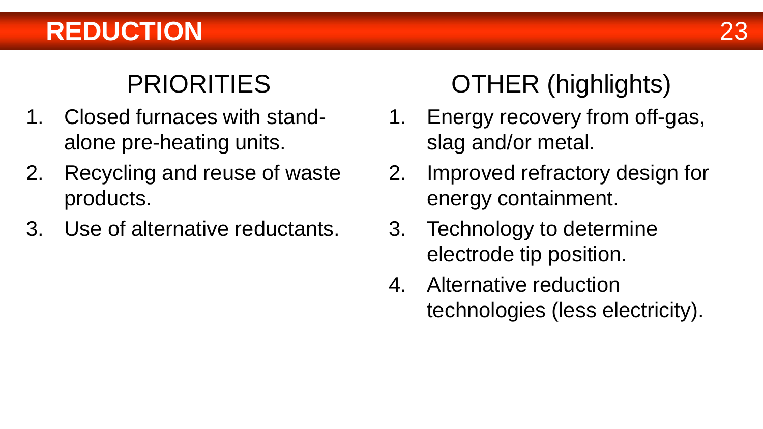# REDUCTION

## PRIORITIES

1. Closed furnaces with stand-alone pre-heating units.
2. Recycling and reuse of waste products.
3. Use of alternative reductants.

## OTHER (highlights)

1. Energy recovery from off-gas, slag and/or metal.
2. Improved refractory design for energy containment.
3. Technology to determine electrode tip position.
4. Alternative reduction technologies (less electricity).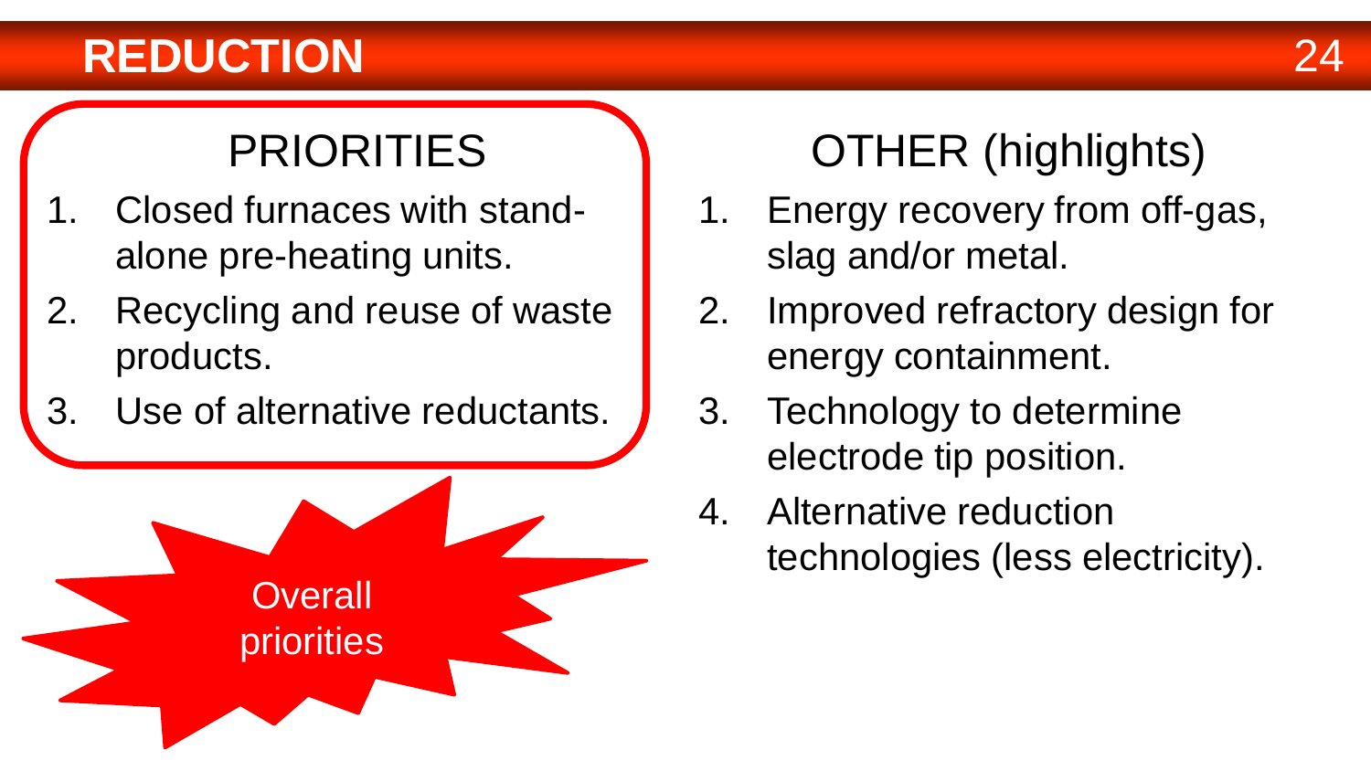# REDUCTION

## PRIORITIES

1. Closed furnaces with stand-alone pre-heating units.
2. Recycling and reuse of waste products.
3. Use of alternative reductants.

Overall priorities

## OTHER (highlights)

1. Energy recovery from off-gas, slag and/or metal.
2. Improved refractory design for energy containment.
3. Technology to determine electrode tip position.
4. Alternative reduction technologies (less electricity).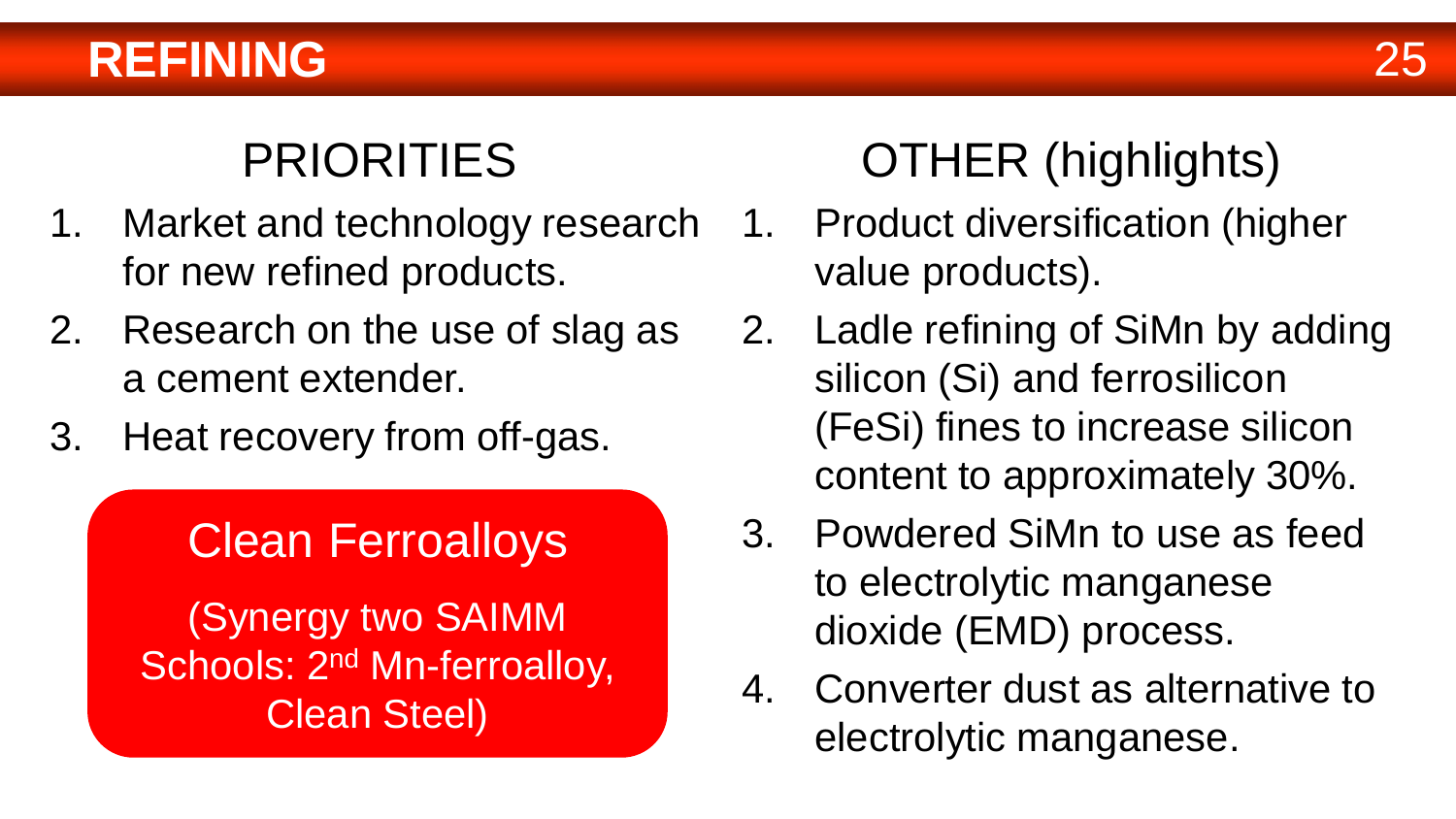# REFINING

## PRIORITIES

1. Market and technology research for new refined products.
2. Research on the use of slag as a cement extender.
3. Heat recovery from off-gas.

**Clean Ferroalloys**

(Synergy two SAIMM Schools: 2nd Mn-ferroalloy, Clean Steel)

## OTHER (highlights)

1. Product diversification (higher value products).
2. Ladle refining of SiMn by adding silicon (Si) and ferrosilicon (FeSi) fines to increase silicon content to approximately 30%.
3. Powdered SiMn to use as feed to electrolytic manganese dioxide (EMD) process.
4. Converter dust as alternative to electrolytic manganese.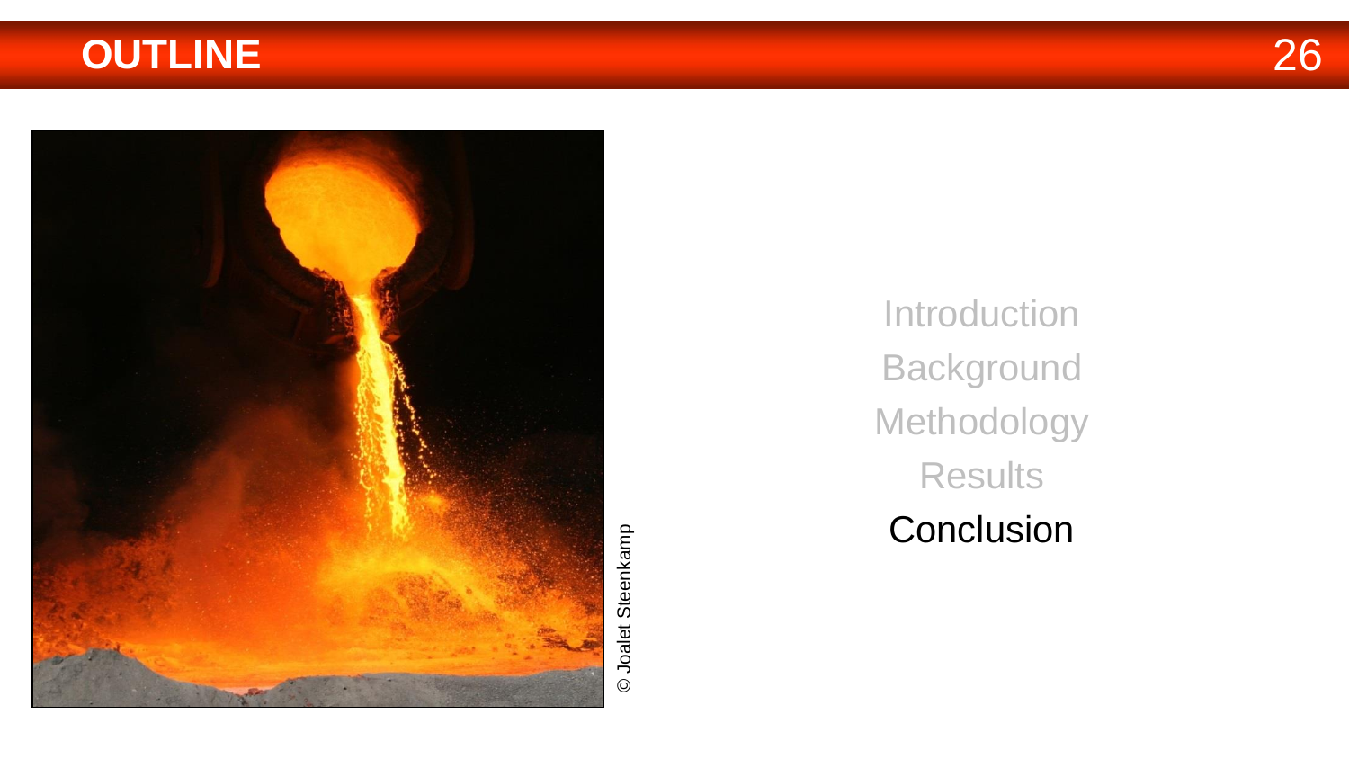# OUTLINE

© Joalet Steenkamp

Introduction

Background

Methodology

Results

Conclusion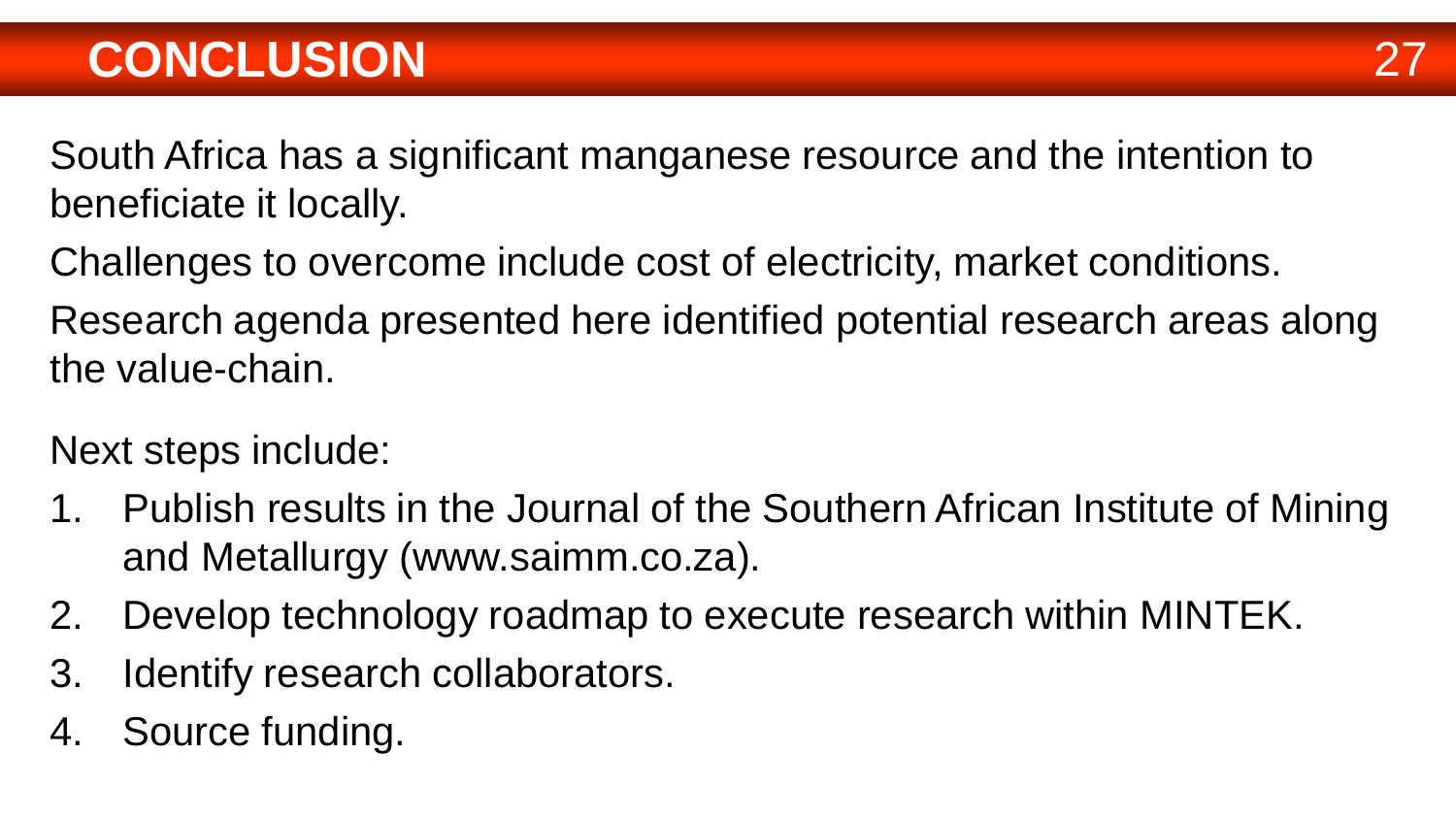# CONCLUSION

South Africa has a significant manganese resource and the intention to beneficiate it locally.

Challenges to overcome include cost of electricity, market conditions.

Research agenda presented here identified potential research areas along the value-chain.

Next steps include:

1. Publish results in the Journal of the Southern African Institute of Mining and Metallurgy (www.saimm.co.za).
2. Develop technology roadmap to execute research within MINTEK.
3. Identify research collaborators.
4. Source funding.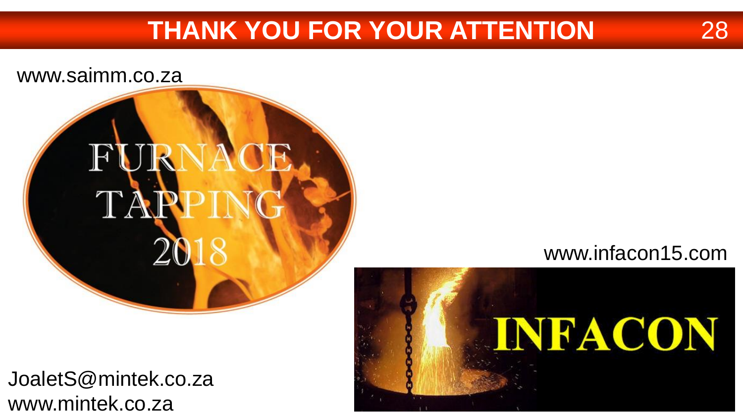# THANK YOU FOR YOUR ATTENTION

www.saimm.co.za

FURNACE TAPPING 2018

www.infacon15.com

INFACON

JoaletS@mintek.co.za
www.mintek.co.za